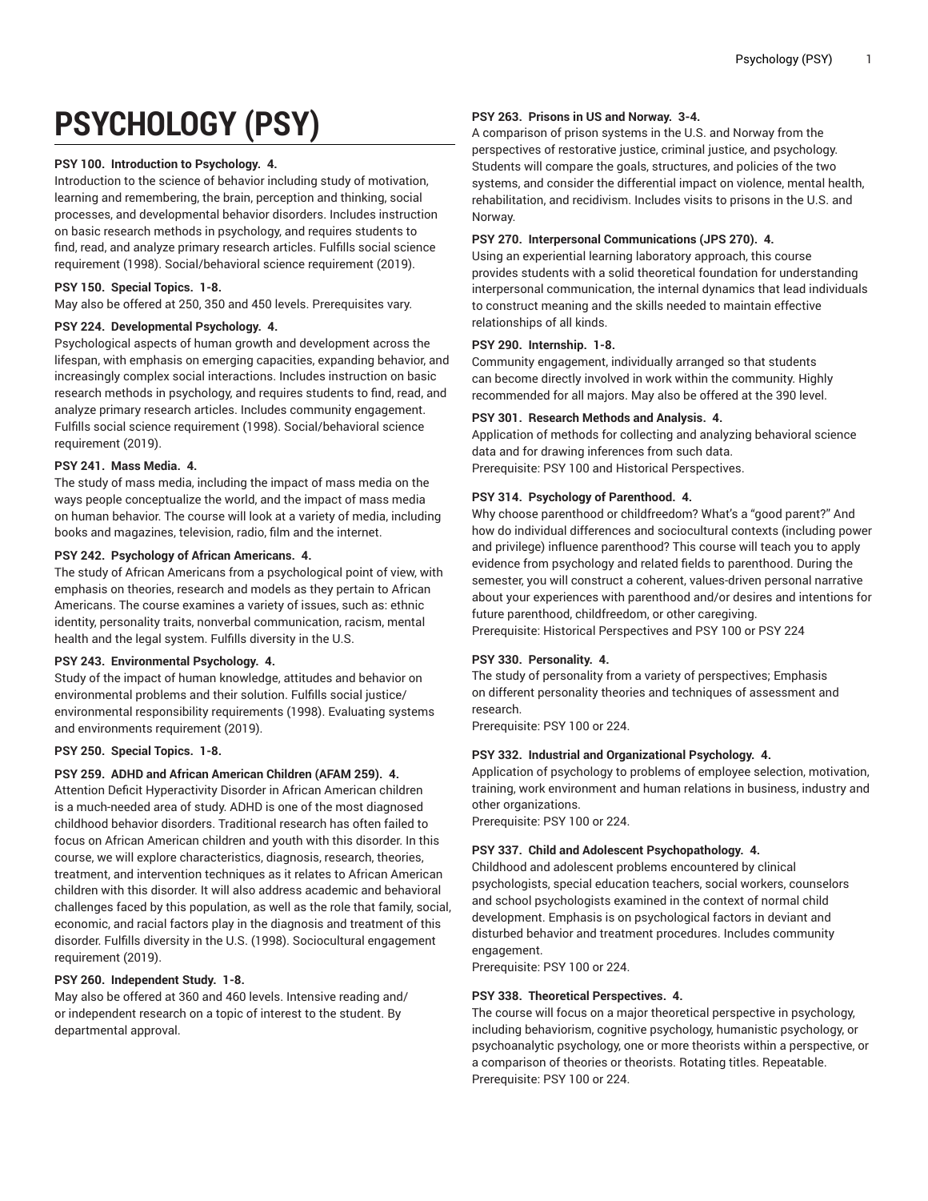# PSYCHOLOGY (PSY)

**PSY 100. Introduction to Psychology. 4.**
Introduction to the science of behavior including study of motivation, learning and remembering, the brain, perception and thinking, social processes, and developmental behavior disorders. Includes instruction on basic research methods in psychology, and requires students to find, read, and analyze primary research articles. Fulfills social science requirement (1998). Social/behavioral science requirement (2019).

**PSY 150. Special Topics. 1-8.**
May also be offered at 250, 350 and 450 levels. Prerequisites vary.

**PSY 224. Developmental Psychology. 4.**
Psychological aspects of human growth and development across the lifespan, with emphasis on emerging capacities, expanding behavior, and increasingly complex social interactions. Includes instruction on basic research methods in psychology, and requires students to find, read, and analyze primary research articles. Includes community engagement. Fulfills social science requirement (1998). Social/behavioral science requirement (2019).

**PSY 241. Mass Media. 4.**
The study of mass media, including the impact of mass media on the ways people conceptualize the world, and the impact of mass media on human behavior. The course will look at a variety of media, including books and magazines, television, radio, film and the internet.

**PSY 242. Psychology of African Americans. 4.**
The study of African Americans from a psychological point of view, with emphasis on theories, research and models as they pertain to African Americans. The course examines a variety of issues, such as: ethnic identity, personality traits, nonverbal communication, racism, mental health and the legal system. Fulfills diversity in the U.S.

**PSY 243. Environmental Psychology. 4.**
Study of the impact of human knowledge, attitudes and behavior on environmental problems and their solution. Fulfills social justice/environmental responsibility requirements (1998). Evaluating systems and environments requirement (2019).

**PSY 250. Special Topics. 1-8.**

**PSY 259. ADHD and African American Children (AFAM 259). 4.**
Attention Deficit Hyperactivity Disorder in African American children is a much-needed area of study. ADHD is one of the most diagnosed childhood behavior disorders. Traditional research has often failed to focus on African American children and youth with this disorder. In this course, we will explore characteristics, diagnosis, research, theories, treatment, and intervention techniques as it relates to African American children with this disorder. It will also address academic and behavioral challenges faced by this population, as well as the role that family, social, economic, and racial factors play in the diagnosis and treatment of this disorder. Fulfills diversity in the U.S. (1998). Sociocultural engagement requirement (2019).

**PSY 260. Independent Study. 1-8.**
May also be offered at 360 and 460 levels. Intensive reading and/or independent research on a topic of interest to the student. By departmental approval.

**PSY 263. Prisons in US and Norway. 3-4.**
A comparison of prison systems in the U.S. and Norway from the perspectives of restorative justice, criminal justice, and psychology. Students will compare the goals, structures, and policies of the two systems, and consider the differential impact on violence, mental health, rehabilitation, and recidivism. Includes visits to prisons in the U.S. and Norway.

**PSY 270. Interpersonal Communications (JPS 270). 4.**
Using an experiential learning laboratory approach, this course provides students with a solid theoretical foundation for understanding interpersonal communication, the internal dynamics that lead individuals to construct meaning and the skills needed to maintain effective relationships of all kinds.

**PSY 290. Internship. 1-8.**
Community engagement, individually arranged so that students can become directly involved in work within the community. Highly recommended for all majors. May also be offered at the 390 level.

**PSY 301. Research Methods and Analysis. 4.**
Application of methods for collecting and analyzing behavioral science data and for drawing inferences from such data.
Prerequisite: PSY 100 and Historical Perspectives.

**PSY 314. Psychology of Parenthood. 4.**
Why choose parenthood or childfreedom? What's a "good parent?" And how do individual differences and sociocultural contexts (including power and privilege) influence parenthood? This course will teach you to apply evidence from psychology and related fields to parenthood. During the semester, you will construct a coherent, values-driven personal narrative about your experiences with parenthood and/or desires and intentions for future parenthood, childfreedom, or other caregiving.
Prerequisite: Historical Perspectives and PSY 100 or PSY 224

**PSY 330. Personality. 4.**
The study of personality from a variety of perspectives; Emphasis on different personality theories and techniques of assessment and research.
Prerequisite: PSY 100 or 224.

**PSY 332. Industrial and Organizational Psychology. 4.**
Application of psychology to problems of employee selection, motivation, training, work environment and human relations in business, industry and other organizations.
Prerequisite: PSY 100 or 224.

**PSY 337. Child and Adolescent Psychopathology. 4.**
Childhood and adolescent problems encountered by clinical psychologists, special education teachers, social workers, counselors and school psychologists examined in the context of normal child development. Emphasis is on psychological factors in deviant and disturbed behavior and treatment procedures. Includes community engagement.
Prerequisite: PSY 100 or 224.

**PSY 338. Theoretical Perspectives. 4.**
The course will focus on a major theoretical perspective in psychology, including behaviorism, cognitive psychology, humanistic psychology, or psychoanalytic psychology, one or more theorists within a perspective, or a comparison of theories or theorists. Rotating titles. Repeatable.
Prerequisite: PSY 100 or 224.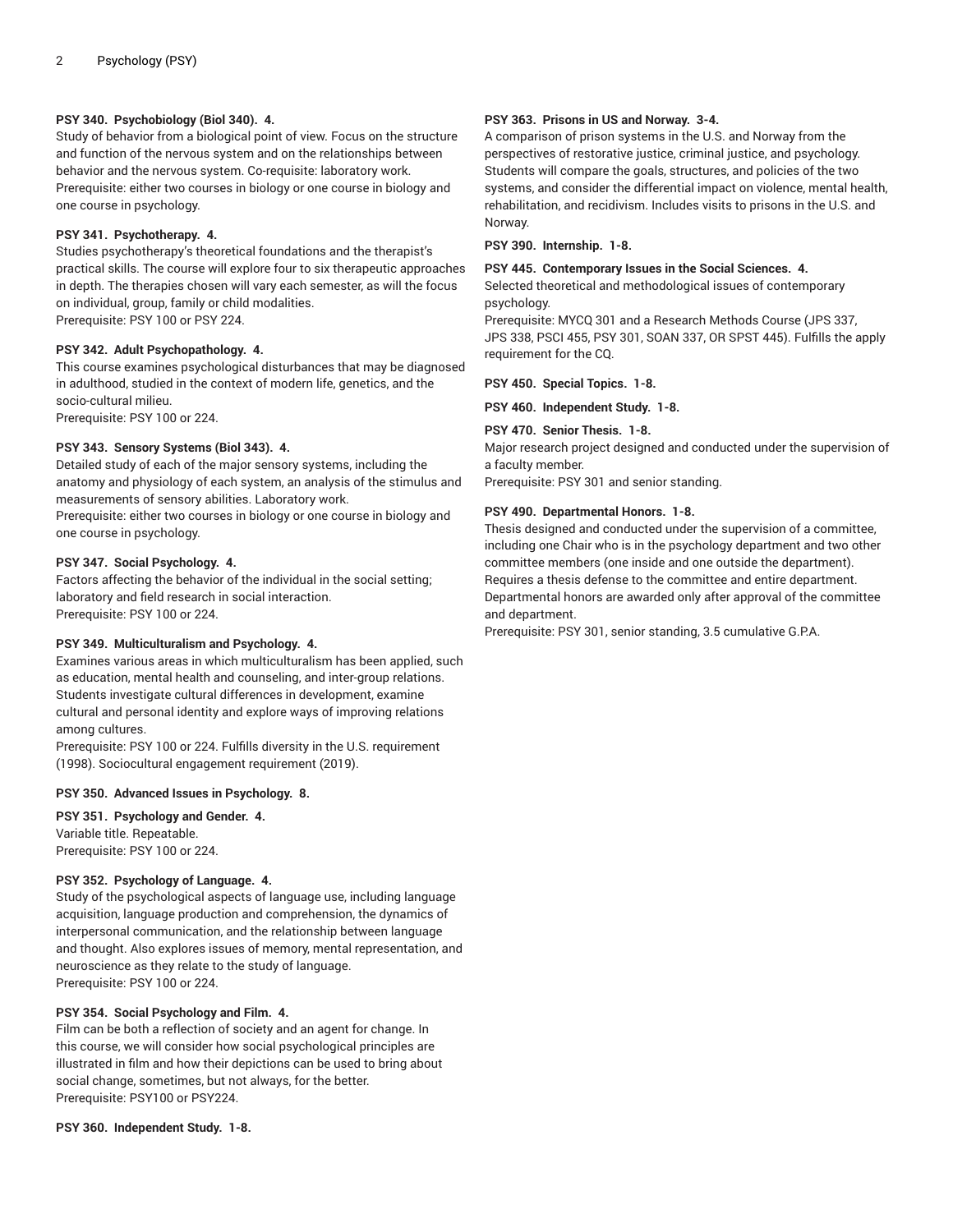**PSY 340. Psychobiology (Biol 340). 4.**
Study of behavior from a biological point of view. Focus on the structure and function of the nervous system and on the relationships between behavior and the nervous system. Co-requisite: laboratory work. Prerequisite: either two courses in biology or one course in biology and one course in psychology.

**PSY 341. Psychotherapy. 4.**
Studies psychotherapy's theoretical foundations and the therapist's practical skills. The course will explore four to six therapeutic approaches in depth. The therapies chosen will vary each semester, as will the focus on individual, group, family or child modalities.
Prerequisite: PSY 100 or PSY 224.

**PSY 342. Adult Psychopathology. 4.**
This course examines psychological disturbances that may be diagnosed in adulthood, studied in the context of modern life, genetics, and the socio-cultural milieu.
Prerequisite: PSY 100 or 224.

**PSY 343. Sensory Systems (Biol 343). 4.**
Detailed study of each of the major sensory systems, including the anatomy and physiology of each system, an analysis of the stimulus and measurements of sensory abilities. Laboratory work.
Prerequisite: either two courses in biology or one course in biology and one course in psychology.

**PSY 347. Social Psychology. 4.**
Factors affecting the behavior of the individual in the social setting; laboratory and field research in social interaction.
Prerequisite: PSY 100 or 224.

**PSY 349. Multiculturalism and Psychology. 4.**
Examines various areas in which multiculturalism has been applied, such as education, mental health and counseling, and inter-group relations. Students investigate cultural differences in development, examine cultural and personal identity and explore ways of improving relations among cultures.
Prerequisite: PSY 100 or 224. Fulfills diversity in the U.S. requirement (1998). Sociocultural engagement requirement (2019).

**PSY 350. Advanced Issues in Psychology. 8.**

**PSY 351. Psychology and Gender. 4.**
Variable title. Repeatable.
Prerequisite: PSY 100 or 224.

**PSY 352. Psychology of Language. 4.**
Study of the psychological aspects of language use, including language acquisition, language production and comprehension, the dynamics of interpersonal communication, and the relationship between language and thought. Also explores issues of memory, mental representation, and neuroscience as they relate to the study of language.
Prerequisite: PSY 100 or 224.

**PSY 354. Social Psychology and Film. 4.**
Film can be both a reflection of society and an agent for change. In this course, we will consider how social psychological principles are illustrated in film and how their depictions can be used to bring about social change, sometimes, but not always, for the better.
Prerequisite: PSY100 or PSY224.

**PSY 360. Independent Study. 1-8.**

**PSY 363. Prisons in US and Norway. 3-4.**
A comparison of prison systems in the U.S. and Norway from the perspectives of restorative justice, criminal justice, and psychology. Students will compare the goals, structures, and policies of the two systems, and consider the differential impact on violence, mental health, rehabilitation, and recidivism. Includes visits to prisons in the U.S. and Norway.

**PSY 390. Internship. 1-8.**

**PSY 445. Contemporary Issues in the Social Sciences. 4.**
Selected theoretical and methodological issues of contemporary psychology.
Prerequisite: MYCQ 301 and a Research Methods Course (JPS 337, JPS 338, PSCI 455, PSY 301, SOAN 337, OR SPST 445). Fulfills the apply requirement for the CQ.

**PSY 450. Special Topics. 1-8.**

**PSY 460. Independent Study. 1-8.**

**PSY 470. Senior Thesis. 1-8.**
Major research project designed and conducted under the supervision of a faculty member.
Prerequisite: PSY 301 and senior standing.

**PSY 490. Departmental Honors. 1-8.**
Thesis designed and conducted under the supervision of a committee, including one Chair who is in the psychology department and two other committee members (one inside and one outside the department). Requires a thesis defense to the committee and entire department. Departmental honors are awarded only after approval of the committee and department.
Prerequisite: PSY 301, senior standing, 3.5 cumulative G.P.A.